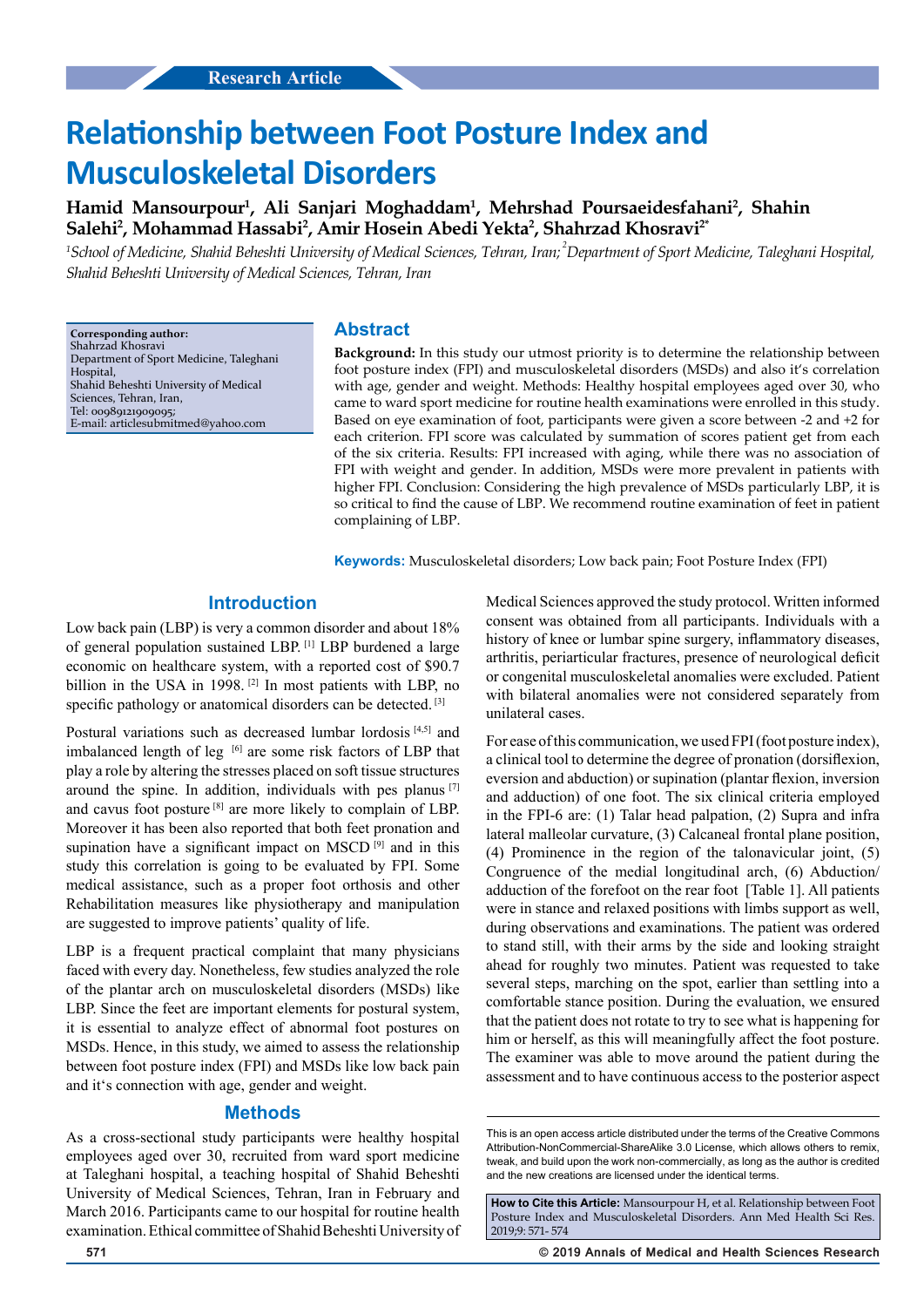Research Article

# Relationship between Foot Posture Index and Musculoskeletal Disorders

**Hamid Mansourpour[1], Ali Sanjari Moghaddam[1], Mehrshad Poursaeidesfahani[2], Shahin Salehi[2], Mohammad Hassabi[2], Amir Hosein Abedi Yekta[2], Shahrzad Khosravi[2*]**

*[1]School of Medicine, Shahid Beheshti University of Medical Sciences, Tehran, Iran; [2]Department of Sport Medicine, Taleghani Hospital, Shahid Beheshti University of Medical Sciences, Tehran, Iran*

**Corresponding author:**
Shahrzad Khosravi
Department of Sport Medicine, Taleghani Hospital,
Shahid Beheshti University of Medical Sciences, Tehran, Iran,
Tel: 00989121909095;
E-mail: articlesubmitmed@yahoo.com

## Abstract

**Background:** In this study our utmost priority is to determine the relationship between foot posture index (FPI) and musculoskeletal disorders (MSDs) and also it's correlation with age, gender and weight. Methods: Healthy hospital employees aged over 30, who came to ward sport medicine for routine health examinations were enrolled in this study. Based on eye examination of foot, participants were given a score between -2 and +2 for each criterion. FPI score was calculated by summation of scores patient get from each of the six criteria. Results: FPI increased with aging, while there was no association of FPI with weight and gender. In addition, MSDs were more prevalent in patients with higher FPI. Conclusion: Considering the high prevalence of MSDs particularly LBP, it is so critical to find the cause of LBP. We recommend routine examination of feet in patient complaining of LBP.

**Keywords:** Musculoskeletal disorders; Low back pain; Foot Posture Index (FPI)

## Introduction

Low back pain (LBP) is very a common disorder and about 18% of general population sustained LBP. [1] LBP burdened a large economic on healthcare system, with a reported cost of $90.7 billion in the USA in 1998. [2] In most patients with LBP, no specific pathology or anatomical disorders can be detected. [3]

Postural variations such as decreased lumbar lordosis [4,5] and imbalanced length of leg [6] are some risk factors of LBP that play a role by altering the stresses placed on soft tissue structures around the spine. In addition, individuals with pes planus [7] and cavus foot posture [8] are more likely to complain of LBP. Moreover it has been also reported that both feet pronation and supination have a significant impact on MSCD [9] and in this study this correlation is going to be evaluated by FPI. Some medical assistance, such as a proper foot orthosis and other Rehabilitation measures like physiotherapy and manipulation are suggested to improve patients' quality of life.

LBP is a frequent practical complaint that many physicians faced with every day. Nonetheless, few studies analyzed the role of the plantar arch on musculoskeletal disorders (MSDs) like LBP. Since the feet are important elements for postural system, it is essential to analyze effect of abnormal foot postures on MSDs. Hence, in this study, we aimed to assess the relationship between foot posture index (FPI) and MSDs like low back pain and it's connection with age, gender and weight.

## Methods

As a cross-sectional study participants were healthy hospital employees aged over 30, recruited from ward sport medicine at Taleghani hospital, a teaching hospital of Shahid Beheshti University of Medical Sciences, Tehran, Iran in February and March 2016. Participants came to our hospital for routine health examination. Ethical committee of Shahid Beheshti University of Medical Sciences approved the study protocol. Written informed consent was obtained from all participants. Individuals with a history of knee or lumbar spine surgery, inflammatory diseases, arthritis, periarticular fractures, presence of neurological deficit or congenital musculoskeletal anomalies were excluded. Patient with bilateral anomalies were not considered separately from unilateral cases.

For ease of this communication, we used FPI (foot posture index), a clinical tool to determine the degree of pronation (dorsiflexion, eversion and abduction) or supination (plantar flexion, inversion and adduction) of one foot. The six clinical criteria employed in the FPI-6 are: (1) Talar head palpation, (2) Supra and infra lateral malleolar curvature, (3) Calcaneal frontal plane position, (4) Prominence in the region of the talonavicular joint, (5) Congruence of the medial longitudinal arch, (6) Abduction/adduction of the forefoot on the rear foot [Table 1]. All patients were in stance and relaxed positions with limbs support as well, during observations and examinations. The patient was ordered to stand still, with their arms by the side and looking straight ahead for roughly two minutes. Patient was requested to take several steps, marching on the spot, earlier than settling into a comfortable stance position. During the evaluation, we ensured that the patient does not rotate to try to see what is happening for him or herself, as this will meaningfully affect the foot posture. The examiner was able to move around the patient during the assessment and to have continuous access to the posterior aspect

This is an open access article distributed under the terms of the Creative Commons Attribution-NonCommercial-ShareAlike 3.0 License, which allows others to remix, tweak, and build upon the work non-commercially, as long as the author is credited and the new creations are licensed under the identical terms.

**How to Cite this Article:** Mansourpour H, et al. Relationship between Foot Posture Index and Musculoskeletal Disorders. Ann Med Health Sci Res. 2019;9: 571- 574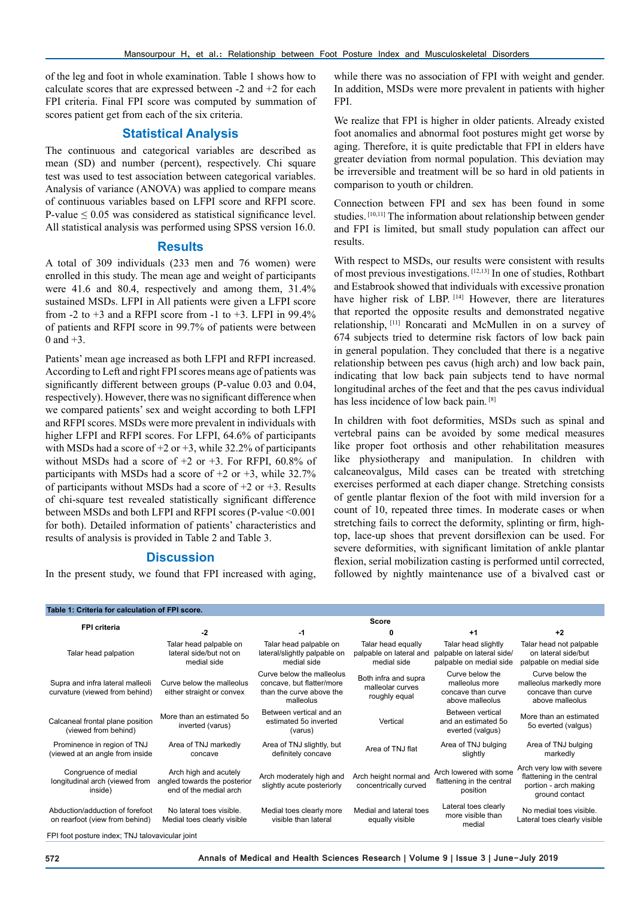of the leg and foot in whole examination. Table 1 shows how to calculate scores that are expressed between -2 and +2 for each FPI criteria. Final FPI score was computed by summation of scores patient get from each of the six criteria.

## Statistical Analysis

The continuous and categorical variables are described as mean (SD) and number (percent), respectively. Chi square test was used to test association between categorical variables. Analysis of variance (ANOVA) was applied to compare means of continuous variables based on LFPI score and RFPI score. P-value ≤ 0.05 was considered as statistical significance level. All statistical analysis was performed using SPSS version 16.0.

## Results

A total of 309 individuals (233 men and 76 women) were enrolled in this study. The mean age and weight of participants were 41.6 and 80.4, respectively and among them, 31.4% sustained MSDs. LFPI in All patients were given a LFPI score from -2 to +3 and a RFPI score from -1 to +3. LFPI in 99.4% of patients and RFPI score in 99.7% of patients were between 0 and +3.

Patients' mean age increased as both LFPI and RFPI increased. According to Left and right FPI scores means age of patients was significantly different between groups (P-value 0.03 and 0.04, respectively). However, there was no significant difference when we compared patients' sex and weight according to both LFPI and RFPI scores. MSDs were more prevalent in individuals with higher LFPI and RFPI scores. For LFPI, 64.6% of participants with MSDs had a score of +2 or +3, while 32.2% of participants without MSDs had a score of +2 or +3. For RFPI, 60.8% of participants with MSDs had a score of +2 or +3, while 32.7% of participants without MSDs had a score of +2 or +3. Results of chi-square test revealed statistically significant difference between MSDs and both LFPI and RFPI scores (P-value <0.001 for both). Detailed information of patients' characteristics and results of analysis is provided in Table 2 and Table 3.

## Discussion

In the present study, we found that FPI increased with aging, while there was no association of FPI with weight and gender. In addition, MSDs were more prevalent in patients with higher FPI.

We realize that FPI is higher in older patients. Already existed foot anomalies and abnormal foot postures might get worse by aging. Therefore, it is quite predictable that FPI in elders have greater deviation from normal population. This deviation may be irreversible and treatment will be so hard in old patients in comparison to youth or children.

Connection between FPI and sex has been found in some studies. [10,11] The information about relationship between gender and FPI is limited, but small study population can affect our results.

With respect to MSDs, our results were consistent with results of most previous investigations. [12,13] In one of studies, Rothbart and Estabrook showed that individuals with excessive pronation have higher risk of LBP. [14] However, there are literatures that reported the opposite results and demonstrated negative relationship, [11] Roncarati and McMullen in on a survey of 674 subjects tried to determine risk factors of low back pain in general population. They concluded that there is a negative relationship between pes cavus (high arch) and low back pain, indicating that low back pain subjects tend to have normal longitudinal arches of the feet and that the pes cavus individual has less incidence of low back pain. [8]

In children with foot deformities, MSDs such as spinal and vertebral pains can be avoided by some medical measures like proper foot orthosis and other rehabilitation measures like physiotherapy and manipulation. In children with calcaneovalgus, Mild cases can be treated with stretching exercises performed at each diaper change. Stretching consists of gentle plantar flexion of the foot with mild inversion for a count of 10, repeated three times. In moderate cases or when stretching fails to correct the deformity, splinting or firm, high-top, lace-up shoes that prevent dorsiflexion can be used. For severe deformities, with significant limitation of ankle plantar flexion, serial mobilization casting is performed until corrected, followed by nightly maintenance use of a bivalved cast or

**Table 1: Criteria for calculation of FPI score.**

| FPI criteria | Score | | | | |
|---|---|---|---|---|---|
| | -2 | -1 | 0 | +1 | +2 |
| Talar head palpation | Talar head palpable on lateral side/but not on medial side | Talar head palpable on lateral/slightly palpable on medial side | Talar head equally palpable on lateral and medial side | Talar head slightly palpable on lateral side/ palpable on medial side | Talar head not palpable on lateral side/but palpable on medial side |
| Supra and infra lateral malleoli curvature (viewed from behind) | Curve below the malleolus either straight or convex | Curve below the malleolus concave, but flatter/more than the curve above the malleolus | Both infra and supra malleolar curves roughly equal | Curve below the malleolus more concave than curve above malleolus | Curve below the malleolus markedly more concave than curve above malleolus |
| Calcaneal frontal plane position (viewed from behind) | More than an estimated 5o inverted (varus) | Between vertical and an estimated 5o inverted (varus) | Vertical | Between vertical and an estimated 5o everted (valgus) | More than an estimated 5o everted (valgus) |
| Prominence in region of TNJ (viewed at an angle from inside | Area of TNJ markedly concave | Area of TNJ slightly, but definitely concave | Area of TNJ flat | Area of TNJ bulging slightly | Area of TNJ bulging markedly |
| Congruence of medial longitudinal arch (viewed from inside) | Arch high and acutely angled towards the posterior end of the medial arch | Arch moderately high and slightly acute posteriorly | Arch height normal and concentrically curved | Arch lowered with some flattening in the central position | Arch very low with severe flattening in the central portion - arch making ground contact |
| Abduction/adduction of forefoot on rearfoot (view from behind) | No lateral toes visible. Medial toes clearly visible | Medial toes clearly more visible than lateral | Medial and lateral toes equally visible | Lateral toes clearly more visible than medial | No medial toes visible. Lateral toes clearly visible |

FPI foot posture index; TNJ talovavicular joint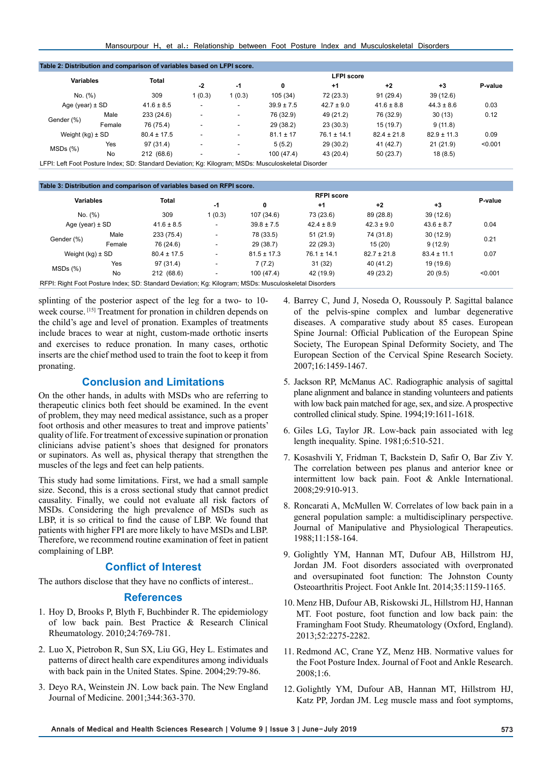**Table 2: Distribution and comparison of variables based on LFPI score.**

| Variables | | Total | LFPI score | | | | | | P-value |
|---|---|---|---|---|---|---|---|---|---|
| | | | -2 | -1 | 0 | +1 | +2 | +3 | |
| No. (%) | | 309 | 1 (0.3) | 1 (0.3) | 105 (34) | 72 (23.3) | 91 (29.4) | 39 (12.6) | |
| Age (year) ± SD | | 41.6 ± 8.5 | - | - | 39.9 ± 7.5 | 42.7 ± 9.0 | 41.6 ± 8.8 | 44.3 ± 8.6 | 0.03 |
| Gender (%) | Male | 233 (24.6) | - | - | 76 (32.9) | 49 (21.2) | 76 (32.9) | 30 (13) | 0.12 |
| | Female | 76 (75.4) | - | - | 29 (38.2) | 23 (30.3) | 15 (19.7) | 9 (11.8) | |
| Weight (kg) ± SD | | 80.4 ± 17.5 | - | - | 81.1 ± 17 | 76.1 ± 14.1 | 82.4 ± 21.8 | 82.9 ± 11.3 | 0.09 |
| MSDs (%) | Yes | 97 (31.4) | - | - | 5 (5.2) | 29 (30.2) | 41 (42.7) | 21 (21.9) | <0.001 |
| | No | 212 (68.6) | - | - | 100 (47.4) | 43 (20.4) | 50 (23.7) | 18 (8.5) | |

LFPI: Left Foot Posture Index; SD: Standard Deviation; Kg: Kilogram; MSDs: Musculoskeletal Disorder

**Table 3: Distribution and comparison of variables based on RFPI score.**

| Variables | | Total | RFPI score | | | | | P-value |
|---|---|---|---|---|---|---|---|---|
| | | | -1 | 0 | +1 | +2 | +3 | |
| No. (%) | | 309 | 1 (0.3) | 107 (34.6) | 73 (23.6) | 89 (28.8) | 39 (12.6) | |
| Age (year) ± SD | | 41.6 ± 8.5 | - | 39.8 ± 7.5 | 42.4 ± 8.9 | 42.3 ± 9.0 | 43.6 ± 8.7 | 0.04 |
| Gender (%) | Male | 233 (75.4) | - | 78 (33.5) | 51 (21.9) | 74 (31.8) | 30 (12.9) | 0.21 |
| | Female | 76 (24.6) | - | 29 (38.7) | 22 (29.3) | 15 (20) | 9 (12.9) | |
| Weight (kg) ± SD | | 80.4 ± 17.5 | - | 81.5 ± 17.3 | 76.1 ± 14.1 | 82.7 ± 21.8 | 83.4 ± 11.1 | 0.07 |
| MSDs (%) | Yes | 97 (31.4) | - | 7 (7.2) | 31 (32) | 40 (41.2) | 19 (19.6) | |
| | No | 212 (68.6) | - | 100 (47.4) | 42 (19.9) | 49 (23.2) | 20 (9.5) | <0.001 |

RFPI: Right Foot Posture Index; SD: Standard Deviation; Kg: Kilogram; MSDs: Musculoskeletal Disorders

splinting of the posterior aspect of the leg for a two- to 10-week course. [15] Treatment for pronation in children depends on the child's age and level of pronation. Examples of treatments include braces to wear at night, custom-made orthotic inserts and exercises to reduce pronation. In many cases, orthotic inserts are the chief method used to train the foot to keep it from pronating.

## Conclusion and Limitations

On the other hands, in adults with MSDs who are referring to therapeutic clinics both feet should be examined. In the event of problem, they may need medical assistance, such as a proper foot orthosis and other measures to treat and improve patients' quality of life. For treatment of excessive supination or pronation clinicians advise patient's shoes that designed for pronators or supinators. As well as, physical therapy that strengthen the muscles of the legs and feet can help patients.

This study had some limitations. First, we had a small sample size. Second, this is a cross sectional study that cannot predict causality. Finally, we could not evaluate all risk factors of MSDs. Considering the high prevalence of MSDs such as LBP, it is so critical to find the cause of LBP. We found that patients with higher FPI are more likely to have MSDs and LBP. Therefore, we recommend routine examination of feet in patient complaining of LBP.

## Conflict of Interest

The authors disclose that they have no conflicts of interest..

## References

1. Hoy D, Brooks P, Blyth F, Buchbinder R. The epidemiology of low back pain. Best Practice & Research Clinical Rheumatology. 2010;24:769-781.
2. Luo X, Pietrobon R, Sun SX, Liu GG, Hey L. Estimates and patterns of direct health care expenditures among individuals with back pain in the United States. Spine. 2004;29:79-86.
3. Deyo RA, Weinstein JN. Low back pain. The New England Journal of Medicine. 2001;344:363-370.
4. Barrey C, Jund J, Noseda O, Roussouly P. Sagittal balance of the pelvis-spine complex and lumbar degenerative diseases. A comparative study about 85 cases. European Spine Journal: Official Publication of the European Spine Society, The European Spinal Deformity Society, and The European Section of the Cervical Spine Research Society. 2007;16:1459-1467.
5. Jackson RP, McManus AC. Radiographic analysis of sagittal plane alignment and balance in standing volunteers and patients with low back pain matched for age, sex, and size. A prospective controlled clinical study. Spine. 1994;19:1611-1618.
6. Giles LG, Taylor JR. Low-back pain associated with leg length inequality. Spine. 1981;6:510-521.
7. Kosashvili Y, Fridman T, Backstein D, Safir O, Bar Ziv Y. The correlation between pes planus and anterior knee or intermittent low back pain. Foot & Ankle International. 2008;29:910-913.
8. Roncarati A, McMullen W. Correlates of low back pain in a general population sample: a multidisciplinary perspective. Journal of Manipulative and Physiological Therapeutics. 1988;11:158-164.
9. Golightly YM, Hannan MT, Dufour AB, Hillstrom HJ, Jordan JM. Foot disorders associated with overpronated and oversupinated foot function: The Johnston County Osteoarthritis Project. Foot Ankle Int. 2014;35:1159-1165.
10. Menz HB, Dufour AB, Riskowski JL, Hillstrom HJ, Hannan MT. Foot posture, foot function and low back pain: the Framingham Foot Study. Rheumatology (Oxford, England). 2013;52:2275-2282.
11. Redmond AC, Crane YZ, Menz HB. Normative values for the Foot Posture Index. Journal of Foot and Ankle Research. 2008;1:6.
12. Golightly YM, Dufour AB, Hannan MT, Hillstrom HJ, Katz PP, Jordan JM. Leg muscle mass and foot symptoms,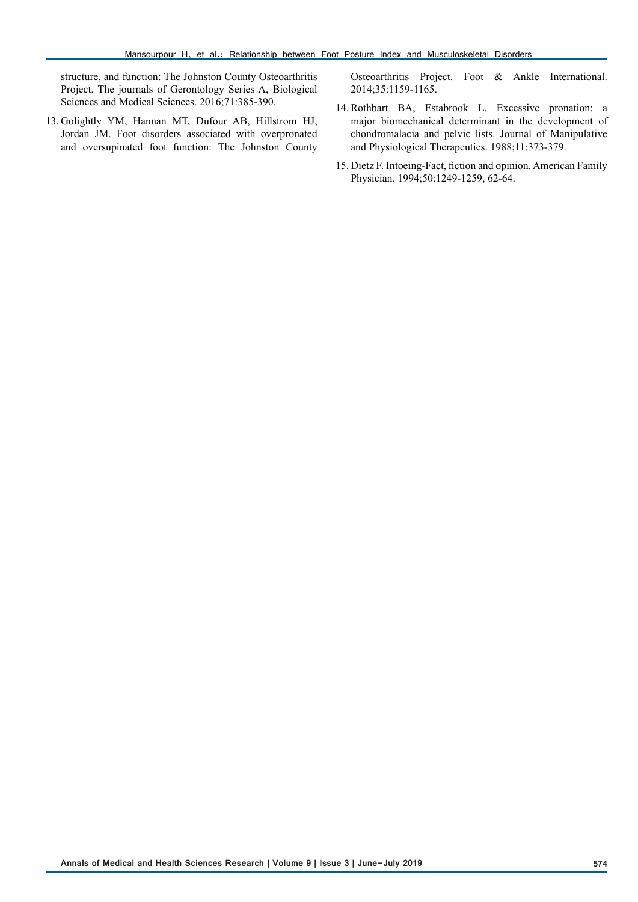structure, and function: The Johnston County Osteoarthritis Project. The journals of Gerontology Series A, Biological Sciences and Medical Sciences. 2016;71:385-390.

13. Golightly YM, Hannan MT, Dufour AB, Hillstrom HJ, Jordan JM. Foot disorders associated with overpronated and oversupinated foot function: The Johnston County Osteoarthritis Project. Foot & Ankle International. 2014;35:1159-1165.

14. Rothbart BA, Estabrook L. Excessive pronation: a major biomechanical determinant in the development of chondromalacia and pelvic lists. Journal of Manipulative and Physiological Therapeutics. 1988;11:373-379.

15. Dietz F. Intoeing-Fact, fiction and opinion. American Family Physician. 1994;50:1249-1259, 62-64.